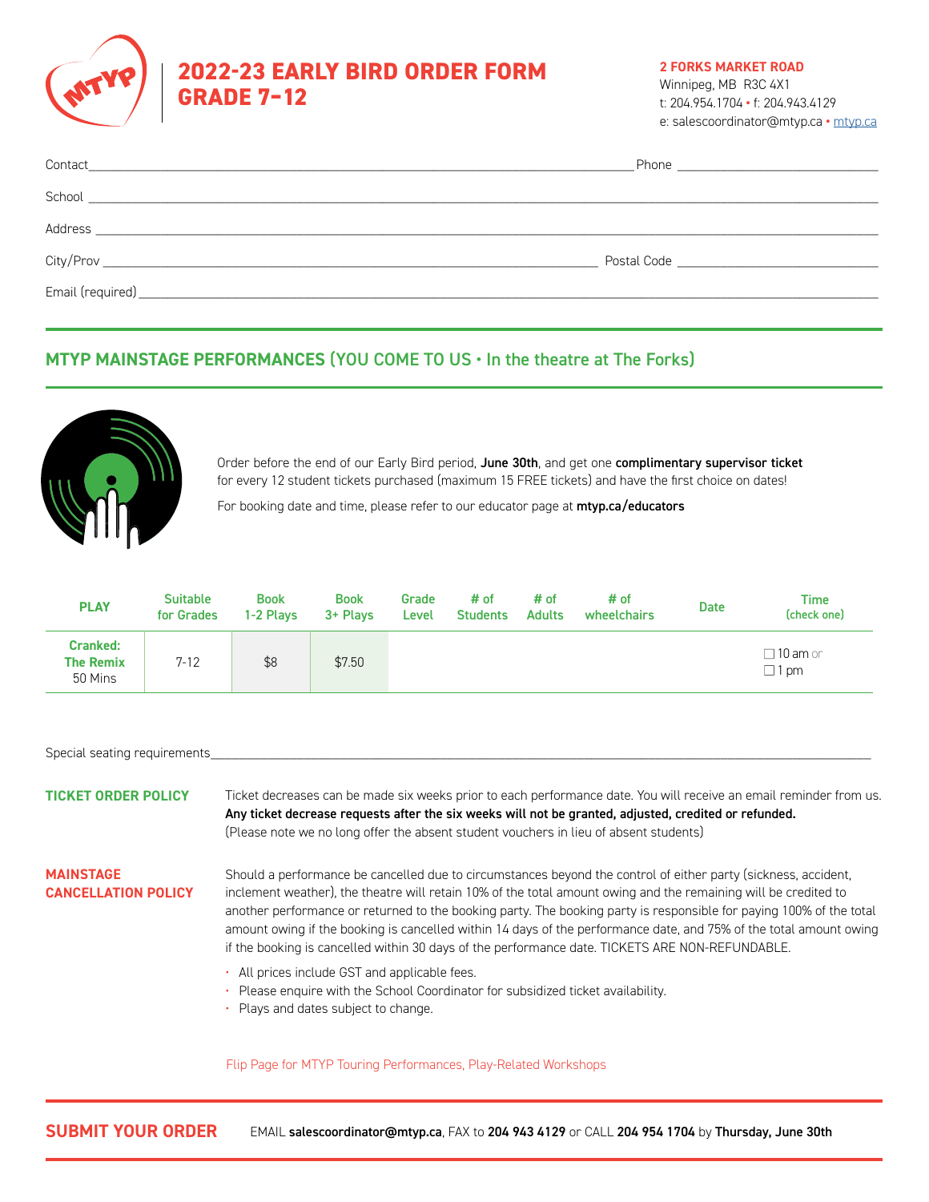# 2022-23 EARLY BIRD ORDER FORM GRADE 7-12

**2 FORKS MARKET ROAD**
Winnipeg, MB R3C 4X1
t: 204.954.1704 • f: 204.943.4129
e: salescoordinator@mtyp.ca • mtyp.ca

Contact_______________________________ Phone _______________

School _______________________________

Address _______________________________

City/Prov _______________________________ Postal Code _______________

Email (required) _______________________________

## MTYP MAINSTAGE PERFORMANCES (YOU COME TO US • In the theatre at The Forks)

Order before the end of our Early Bird period, **June 30th**, and get one **complimentary supervisor ticket** for every 12 student tickets purchased (maximum 15 FREE tickets) and have the first choice on dates!

For booking date and time, please refer to our educator page at **mtyp.ca/educators**

| PLAY | Suitable for Grades | Book 1-2 Plays | Book 3+ Plays | Grade Level | # of Students | # of Adults | # of wheelchairs | Date | Time (check one) |
|---|---|---|---|---|---|---|---|---|---|
| **Cranked: The Remix** 50 Mins | 7-12 | $8 | $7.50 | | | | | | ☐ 10 am or ☐ 1 pm |

Special seating requirements_______________________________

**TICKET ORDER POLICY**

Ticket decreases can be made six weeks prior to each performance date. You will receive an email reminder from us. **Any ticket decrease requests after the six weeks will not be granted, adjusted, credited or refunded.** (Please note we no long offer the absent student vouchers in lieu of absent students)

**MAINSTAGE CANCELLATION POLICY**

Should a performance be cancelled due to circumstances beyond the control of either party (sickness, accident, inclement weather), the theatre will retain 10% of the total amount owing and the remaining will be credited to another performance or returned to the booking party. The booking party is responsible for paying 100% of the total amount owing if the booking is cancelled within 14 days of the performance date, and 75% of the total amount owing if the booking is cancelled within 30 days of the performance date. TICKETS ARE NON-REFUNDABLE.

- All prices include GST and applicable fees.
- Please enquire with the School Coordinator for subsidized ticket availability.
- Plays and dates subject to change.

Flip Page for MTYP Touring Performances, Play-Related Workshops

**SUBMIT YOUR ORDER** EMAIL **salescoordinator@mtyp.ca**, FAX to **204 943 4129** or CALL **204 954 1704** by **Thursday, June 30th**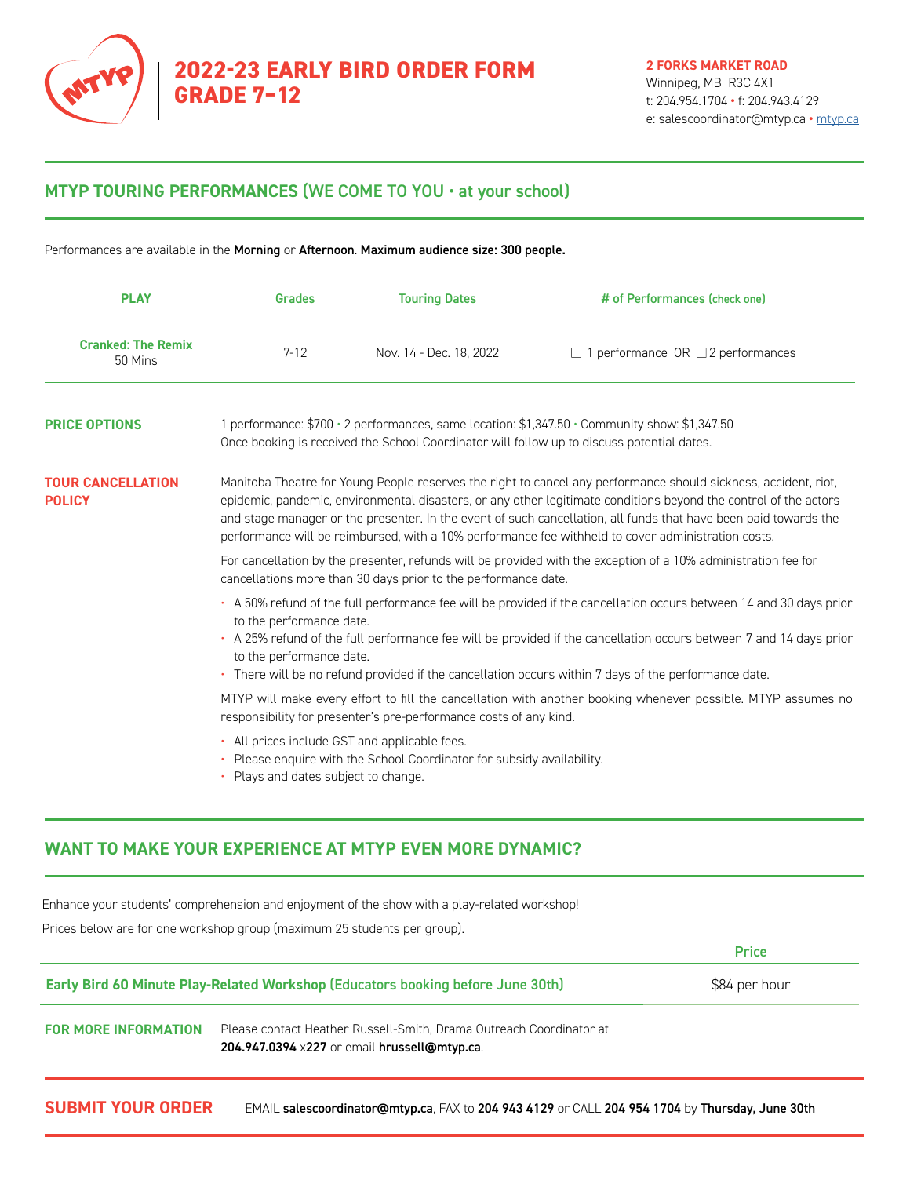# 2022-23 EARLY BIRD ORDER FORM GRADE 7–12

**2 FORKS MARKET ROAD**
Winnipeg, MB R3C 4X1
t: 204.954.1704 • f: 204.943.4129
e: salescoordinator@mtyp.ca • mtyp.ca

## MTYP TOURING PERFORMANCES (WE COME TO YOU • at your school)

Performances are available in the **Morning** or **Afternoon**. **Maximum audience size: 300 people.**

| PLAY | Grades | Touring Dates | # of Performances (check one) |
|---|---|---|---|
| **Cranked: The Remix** 50 Mins | 7-12 | Nov. 14 - Dec. 18, 2022 | ☐ 1 performance OR ☐ 2 performances |

**PRICE OPTIONS**

1 performance: $700 • 2 performances, same location: $1,347.50 • Community show: $1,347.50
Once booking is received the School Coordinator will follow up to discuss potential dates.

**TOUR CANCELLATION POLICY**

Manitoba Theatre for Young People reserves the right to cancel any performance should sickness, accident, riot, epidemic, pandemic, environmental disasters, or any other legitimate conditions beyond the control of the actors and stage manager or the presenter. In the event of such cancellation, all funds that have been paid towards the performance will be reimbursed, with a 10% performance fee withheld to cover administration costs.

For cancellation by the presenter, refunds will be provided with the exception of a 10% administration fee for cancellations more than 30 days prior to the performance date.

- A 50% refund of the full performance fee will be provided if the cancellation occurs between 14 and 30 days prior to the performance date.
- A 25% refund of the full performance fee will be provided if the cancellation occurs between 7 and 14 days prior to the performance date.
- There will be no refund provided if the cancellation occurs within 7 days of the performance date.

MTYP will make every effort to fill the cancellation with another booking whenever possible. MTYP assumes no responsibility for presenter's pre-performance costs of any kind.

- All prices include GST and applicable fees.
- Please enquire with the School Coordinator for subsidy availability.
- Plays and dates subject to change.

## WANT TO MAKE YOUR EXPERIENCE AT MTYP EVEN MORE DYNAMIC?

Enhance your students' comprehension and enjoyment of the show with a play-related workshop!

Prices below are for one workshop group (maximum 25 students per group).

| | Price |
|---|---|
| **Early Bird 60 Minute Play-Related Workshop** (Educators booking before June 30th) | $84 per hour |

**FOR MORE INFORMATION**

Please contact Heather Russell-Smith, Drama Outreach Coordinator at **204.947.0394** x**227** or email **hrussell@mtyp.ca**.

**SUBMIT YOUR ORDER**

EMAIL **salescoordinator@mtyp.ca**, FAX to **204 943 4129** or CALL **204 954 1704** by **Thursday, June 30th**